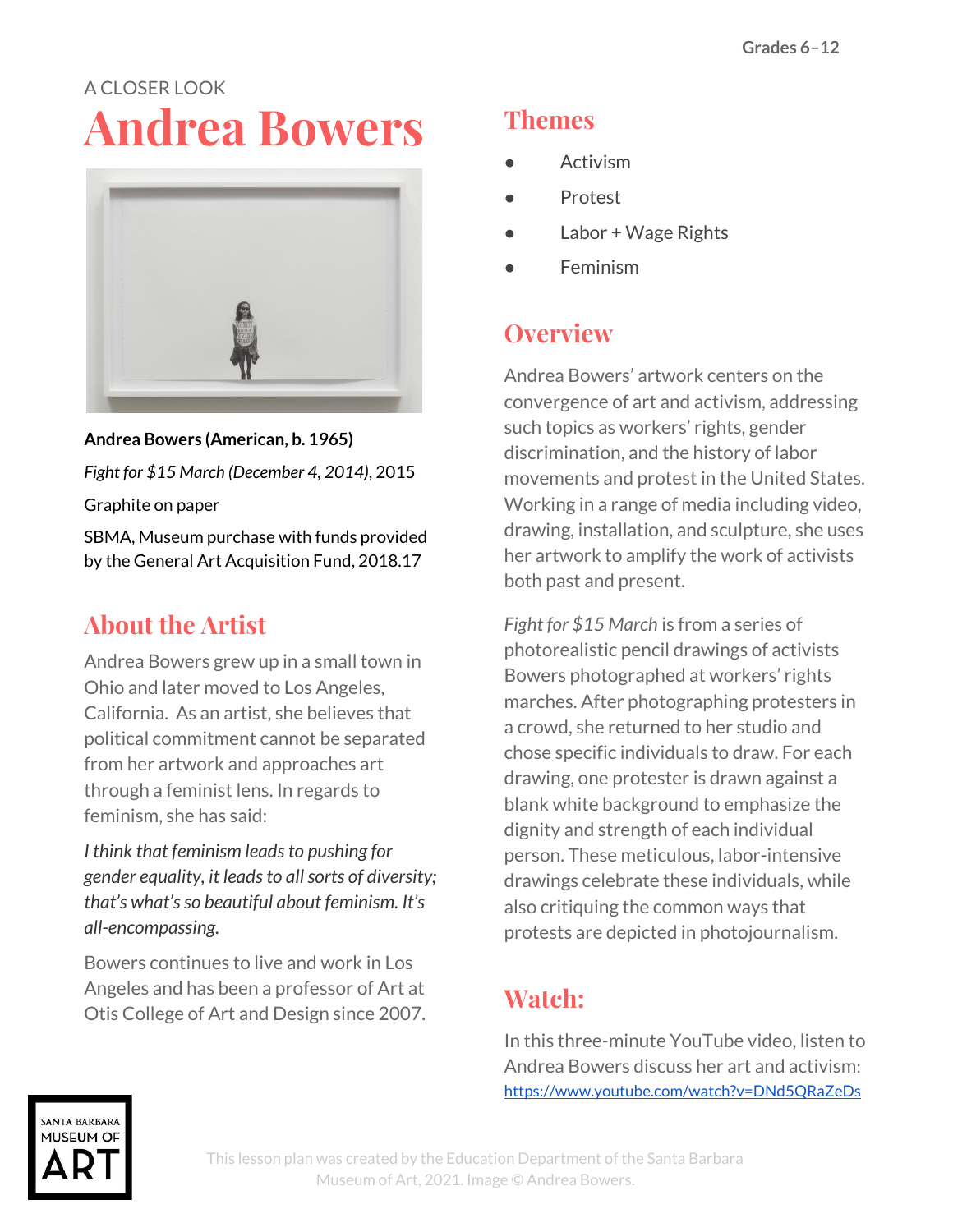Grades 6–12

A CLOSER LOOK

# Andrea Bowers

**Andrea Bowers (American, b. 1965)**

*Fight for $15 March (December 4, 2014)*, 2015

Graphite on paper

SBMA, Museum purchase with funds provided by the General Art Acquisition Fund, 2018.17

## About the Artist

Andrea Bowers grew up in a small town in Ohio and later moved to Los Angeles, California. As an artist, she believes that political commitment cannot be separated from her artwork and approaches art through a feminist lens. In regards to feminism, she has said:

*I think that feminism leads to pushing for gender equality, it leads to all sorts of diversity; that's what's so beautiful about feminism. It's all-encompassing.*

Bowers continues to live and work in Los Angeles and has been a professor of Art at Otis College of Art and Design since 2007.

## Themes

- Activism
- Protest
- Labor + Wage Rights
- Feminism

## Overview

Andrea Bowers' artwork centers on the convergence of art and activism, addressing such topics as workers' rights, gender discrimination, and the history of labor movements and protest in the United States. Working in a range of media including video, drawing, installation, and sculpture, she uses her artwork to amplify the work of activists both past and present.

*Fight for $15 March* is from a series of photorealistic pencil drawings of activists Bowers photographed at workers' rights marches. After photographing protesters in a crowd, she returned to her studio and chose specific individuals to draw. For each drawing, one protester is drawn against a blank white background to emphasize the dignity and strength of each individual person. These meticulous, labor-intensive drawings celebrate these individuals, while also critiquing the common ways that protests are depicted in photojournalism.

## Watch:

In this three-minute YouTube video, listen to Andrea Bowers discuss her art and activism: https://www.youtube.com/watch?v=DNd5QRaZeDs

This lesson plan was created by the Education Department of the Santa Barbara Museum of Art, 2021. Image © Andrea Bowers.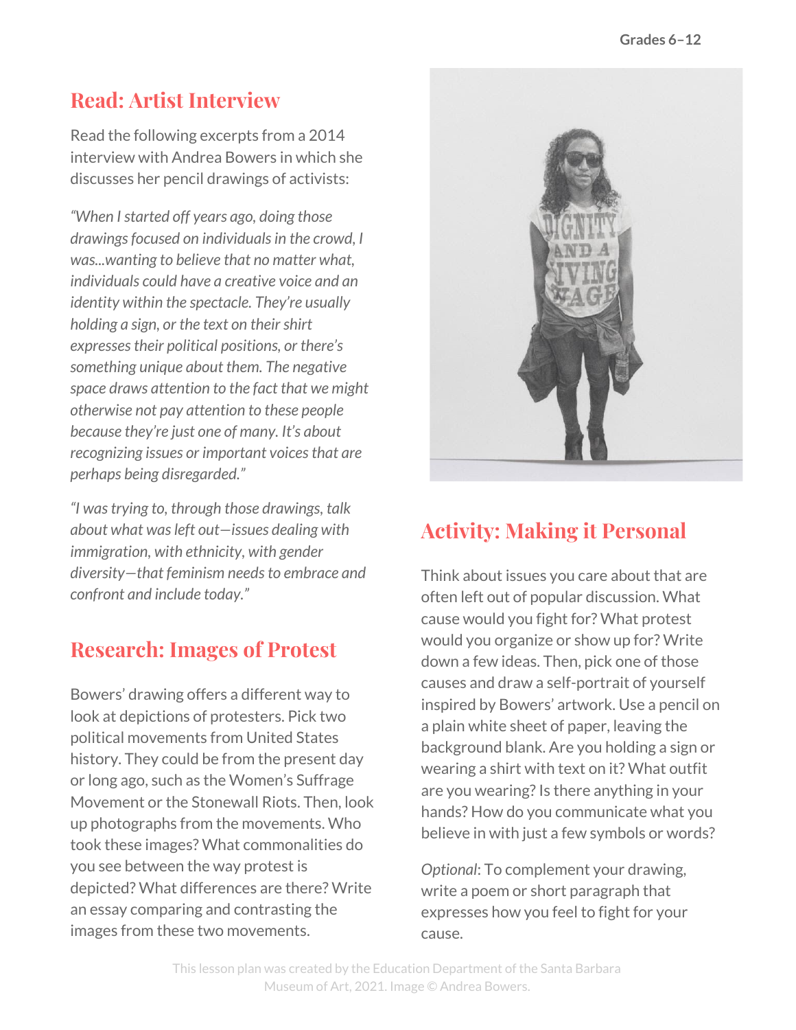## Read: Artist Interview

Read the following excerpts from a 2014 interview with Andrea Bowers in which she discusses her pencil drawings of activists:

*"When I started off years ago, doing those drawings focused on individuals in the crowd, I was...wanting to believe that no matter what, individuals could have a creative voice and an identity within the spectacle. They're usually holding a sign, or the text on their shirt expresses their political positions, or there's something unique about them. The negative space draws attention to the fact that we might otherwise not pay attention to these people because they're just one of many. It's about recognizing issues or important voices that are perhaps being disregarded."*

*"I was trying to, through those drawings, talk about what was left out—issues dealing with immigration, with ethnicity, with gender diversity—that feminism needs to embrace and confront and include today."*

## Research: Images of Protest

Bowers' drawing offers a different way to look at depictions of protesters. Pick two political movements from United States history. They could be from the present day or long ago, such as the Women's Suffrage Movement or the Stonewall Riots. Then, look up photographs from the movements. Who took these images? What commonalities do you see between the way protest is depicted? What differences are there? Write an essay comparing and contrasting the images from these two movements.

## Activity: Making it Personal

Think about issues you care about that are often left out of popular discussion. What cause would you fight for? What protest would you organize or show up for? Write down a few ideas. Then, pick one of those causes and draw a self-portrait of yourself inspired by Bowers' artwork. Use a pencil on a plain white sheet of paper, leaving the background blank. Are you holding a sign or wearing a shirt with text on it? What outfit are you wearing? Is there anything in your hands? How do you communicate what you believe in with just a few symbols or words?

*Optional*: To complement your drawing, write a poem or short paragraph that expresses how you feel to fight for your cause.

This lesson plan was created by the Education Department of the Santa Barbara Museum of Art, 2021. Image © Andrea Bowers.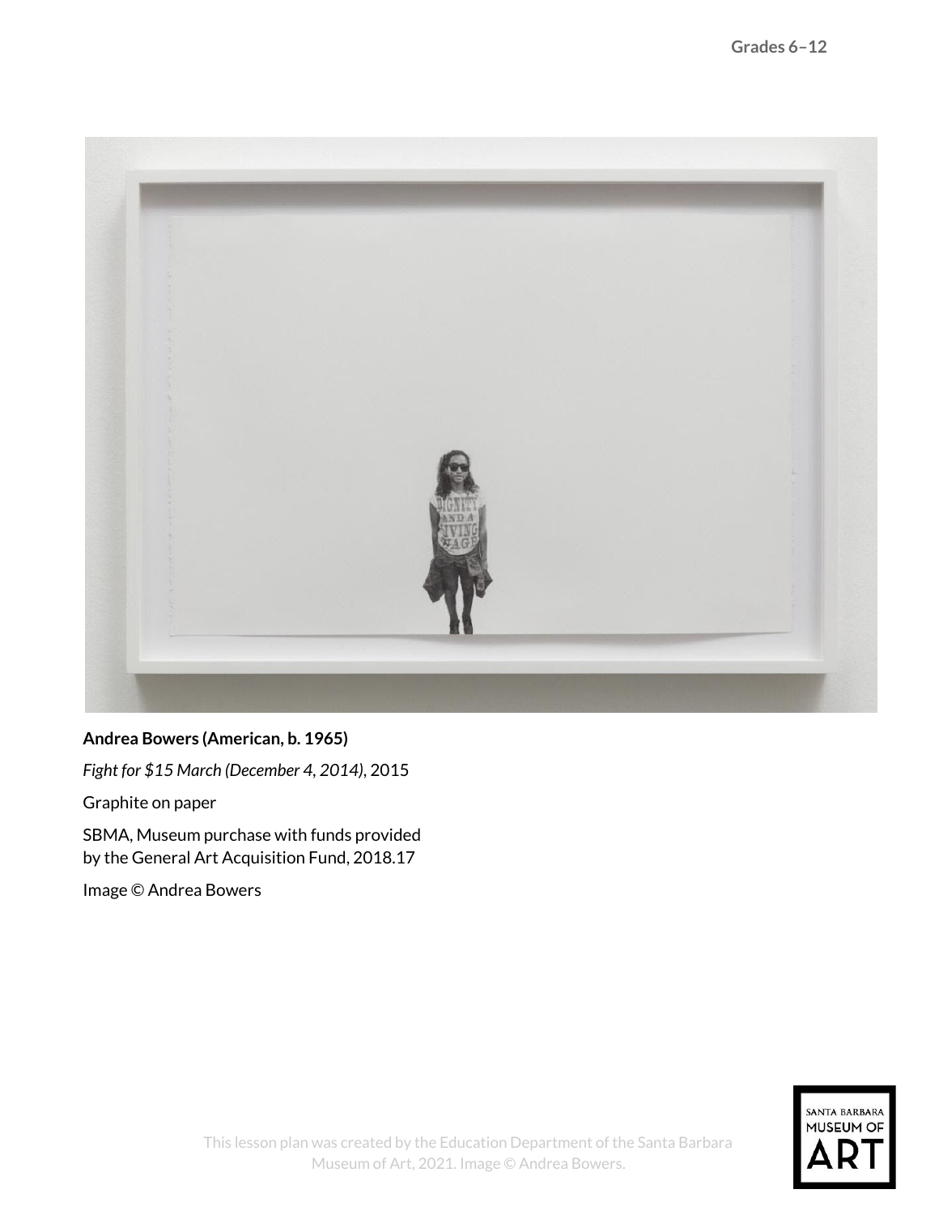**Andrea Bowers (American, b. 1965)**

*Fight for $15 March (December 4, 2014)*, 2015

Graphite on paper

SBMA, Museum purchase with funds provided by the General Art Acquisition Fund, 2018.17

Image © Andrea Bowers

This lesson plan was created by the Education Department of the Santa Barbara Museum of Art, 2021. Image © Andrea Bowers.